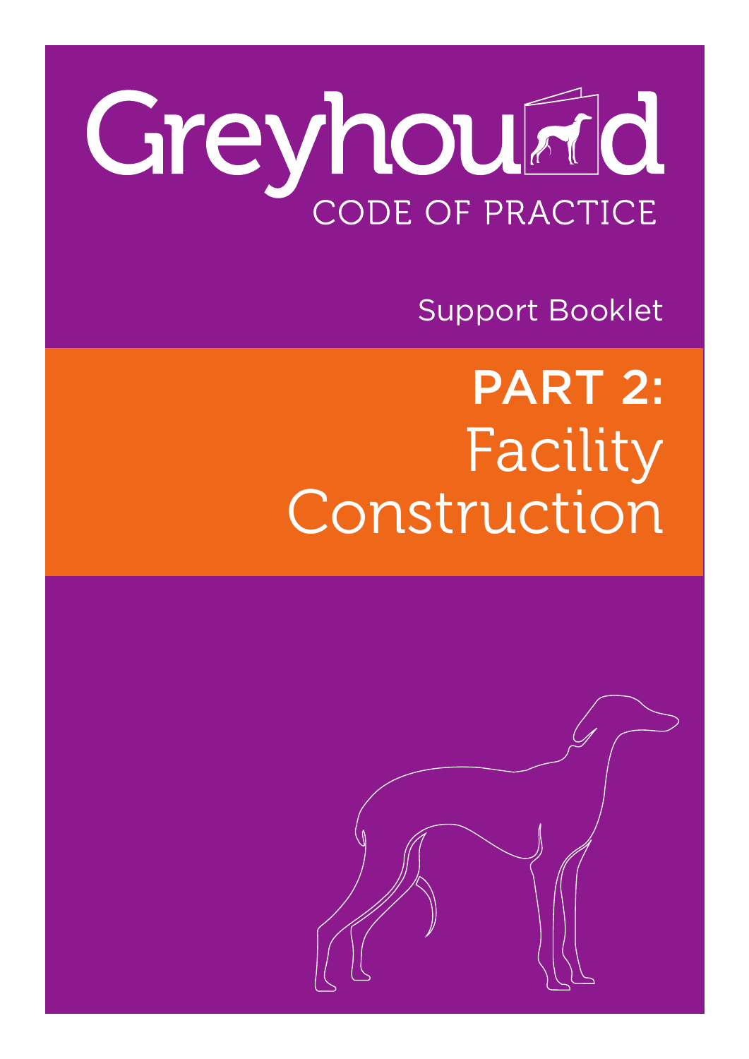# Greyhound

CODE OF PRACTICE

Support Booklet

## PART 2: Facility Construction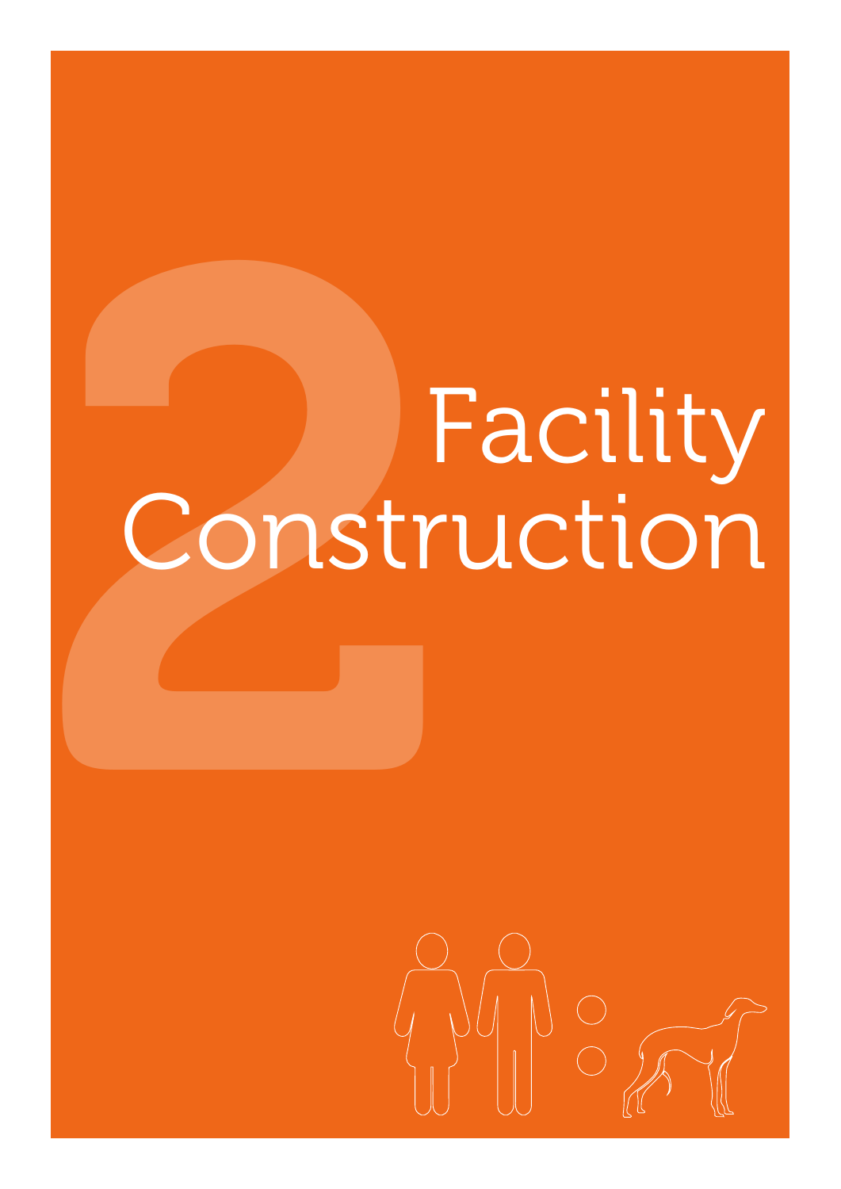# 2 Facility Construction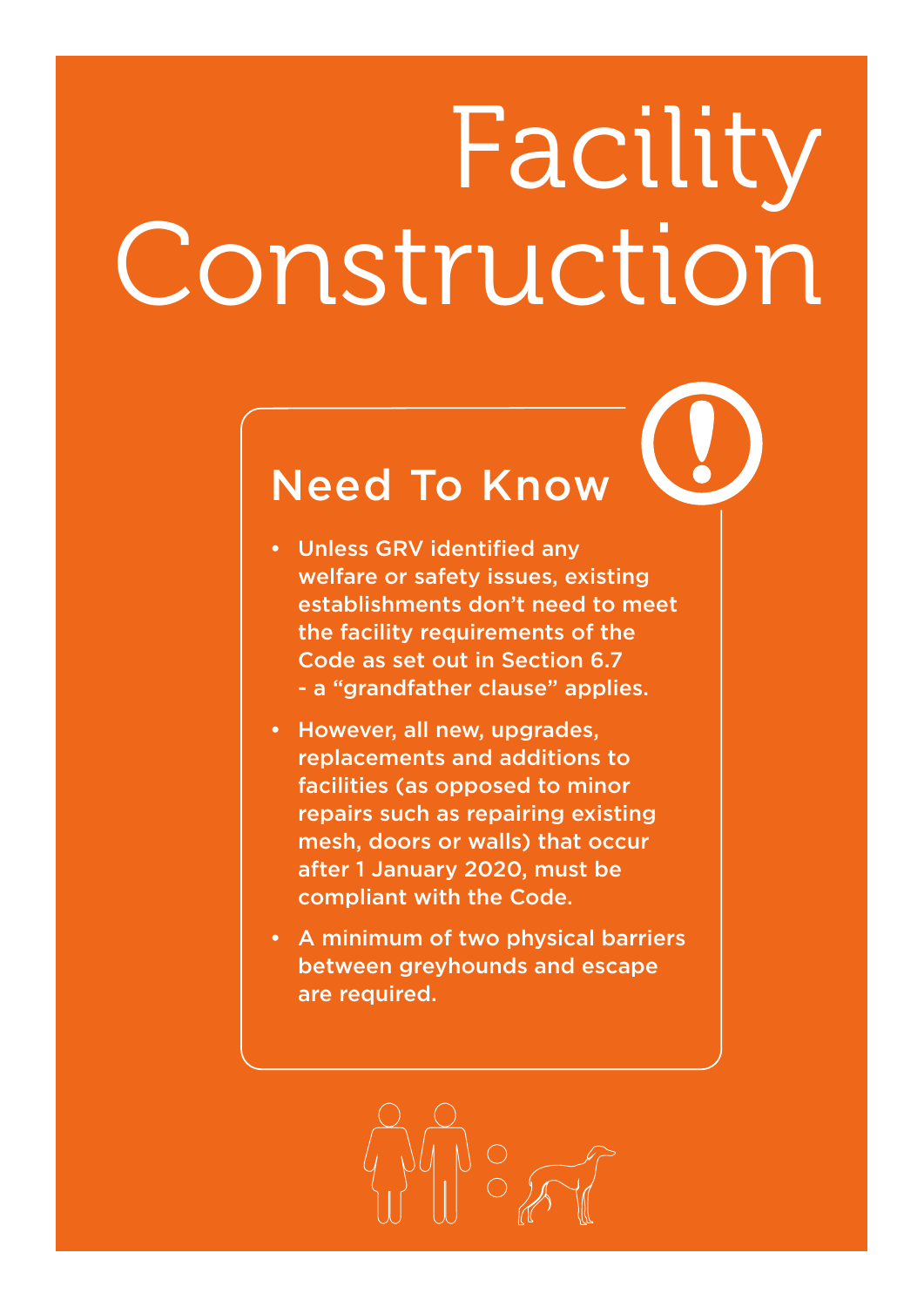# Facility Construction

## Need To Know

- Unless GRV identified any welfare or safety issues, existing establishments don't need to meet the facility requirements of the Code as set out in Section 6.7 - a "grandfather clause" applies.
- However, all new, upgrades, replacements and additions to facilities (as opposed to minor repairs such as repairing existing mesh, doors or walls) that occur after 1 January 2020, must be compliant with the Code.
- A minimum of two physical barriers between greyhounds and escape are required.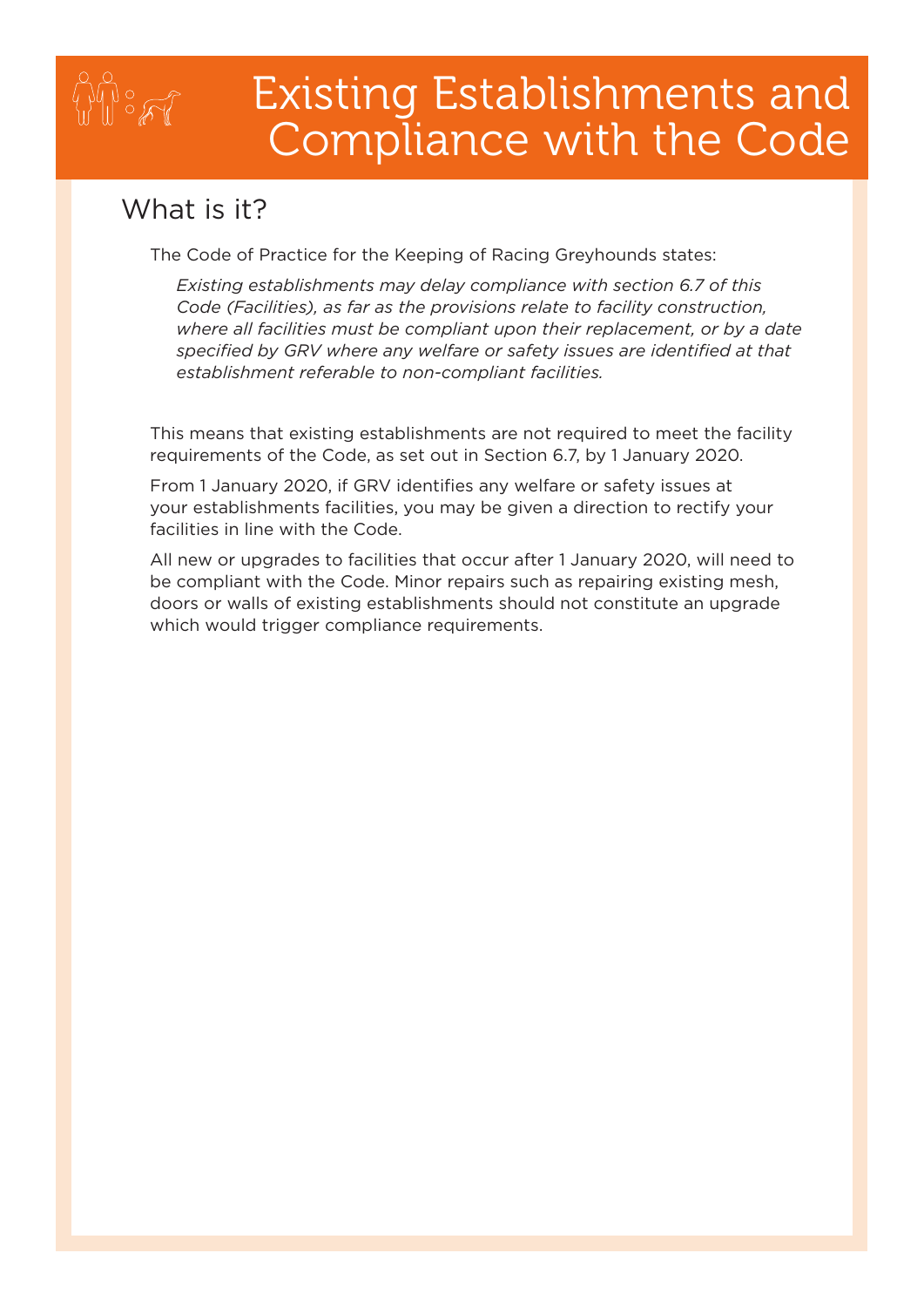# Existing Establishments and Compliance with the Code

## What is it?

The Code of Practice for the Keeping of Racing Greyhounds states:

> *Existing establishments may delay compliance with section 6.7 of this Code (Facilities), as far as the provisions relate to facility construction, where all facilities must be compliant upon their replacement, or by a date specified by GRV where any welfare or safety issues are identified at that establishment referable to non-compliant facilities.*

This means that existing establishments are not required to meet the facility requirements of the Code, as set out in Section 6.7, by 1 January 2020.

From 1 January 2020, if GRV identifies any welfare or safety issues at your establishments facilities, you may be given a direction to rectify your facilities in line with the Code.

All new or upgrades to facilities that occur after 1 January 2020, will need to be compliant with the Code. Minor repairs such as repairing existing mesh, doors or walls of existing establishments should not constitute an upgrade which would trigger compliance requirements.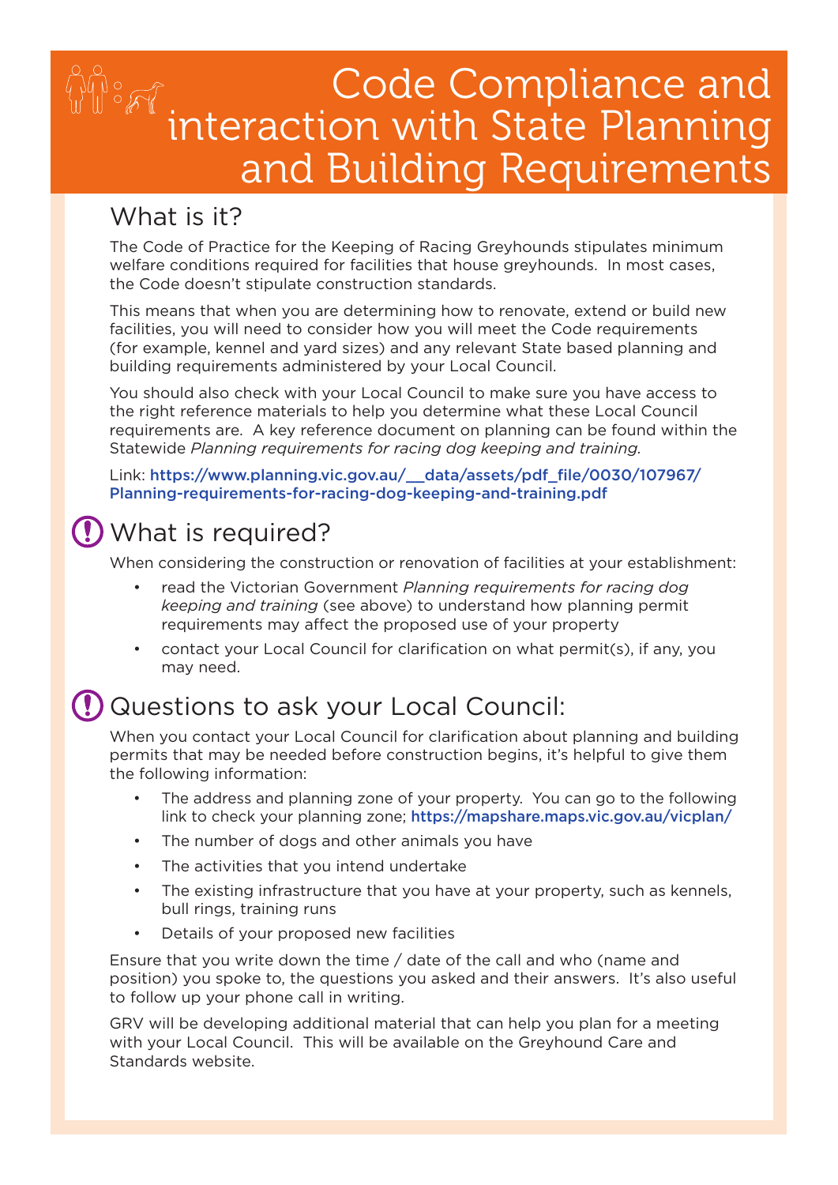# Code Compliance and interaction with State Planning and Building Requirements

## What is it?

The Code of Practice for the Keeping of Racing Greyhounds stipulates minimum welfare conditions required for facilities that house greyhounds. In most cases, the Code doesn't stipulate construction standards.

This means that when you are determining how to renovate, extend or build new facilities, you will need to consider how you will meet the Code requirements (for example, kennel and yard sizes) and any relevant State based planning and building requirements administered by your Local Council.

You should also check with your Local Council to make sure you have access to the right reference materials to help you determine what these Local Council requirements are. A key reference document on planning can be found within the Statewide *Planning requirements for racing dog keeping and training.*

Link: **https://www.planning.vic.gov.au/__data/assets/pdf_file/0030/107967/Planning-requirements-for-racing-dog-keeping-and-training.pdf**

## What is required?

When considering the construction or renovation of facilities at your establishment:

- read the Victorian Government *Planning requirements for racing dog keeping and training* (see above) to understand how planning permit requirements may affect the proposed use of your property
- contact your Local Council for clarification on what permit(s), if any, you may need.

## Questions to ask your Local Council:

When you contact your Local Council for clarification about planning and building permits that may be needed before construction begins, it's helpful to give them the following information:

- The address and planning zone of your property. You can go to the following link to check your planning zone; **https://mapshare.maps.vic.gov.au/vicplan/**
- The number of dogs and other animals you have
- The activities that you intend undertake
- The existing infrastructure that you have at your property, such as kennels, bull rings, training runs
- Details of your proposed new facilities

Ensure that you write down the time / date of the call and who (name and position) you spoke to, the questions you asked and their answers. It's also useful to follow up your phone call in writing.

GRV will be developing additional material that can help you plan for a meeting with your Local Council. This will be available on the Greyhound Care and Standards website.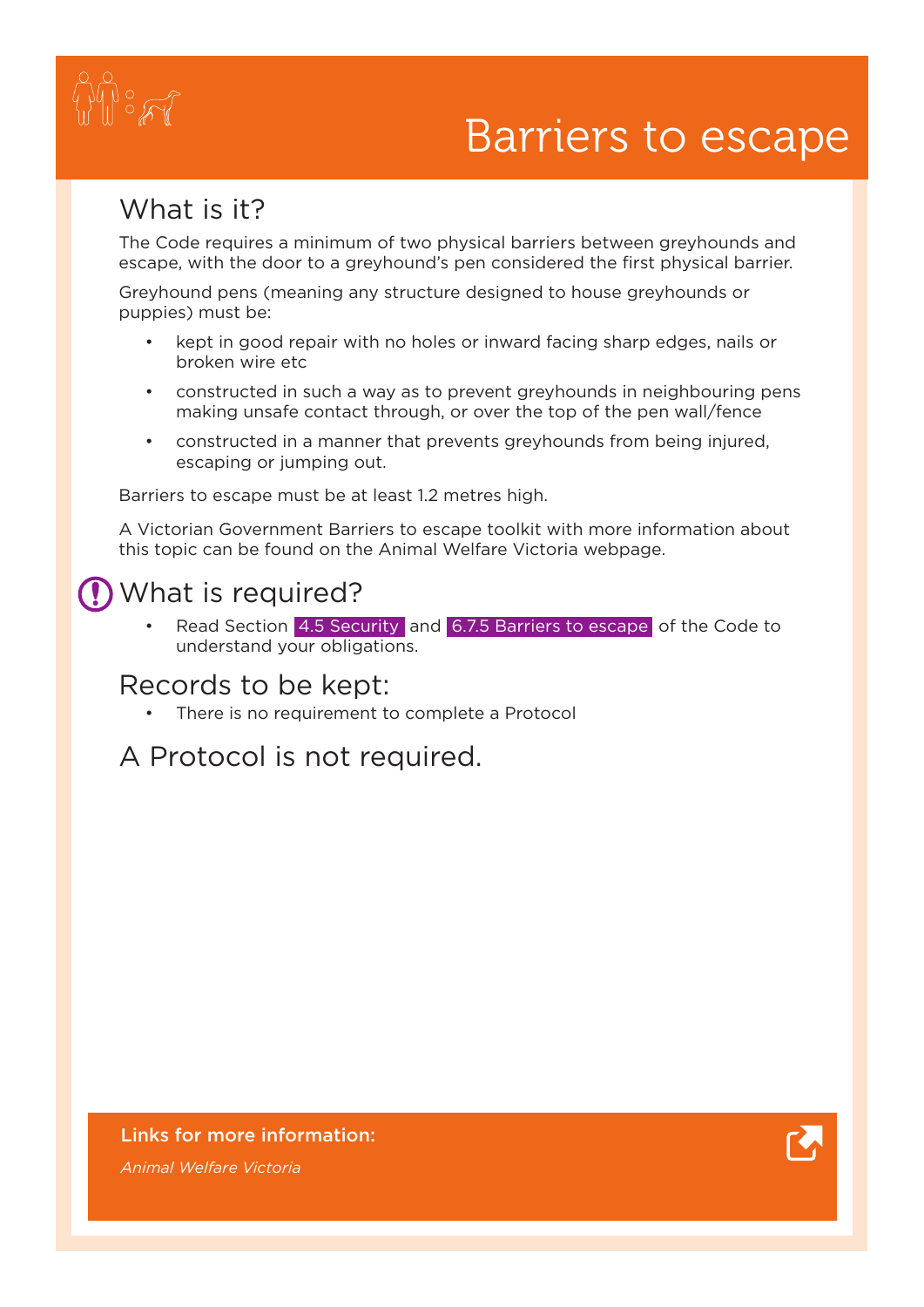# Barriers to escape

## What is it?

The Code requires a minimum of two physical barriers between greyhounds and escape, with the door to a greyhound's pen considered the first physical barrier.

Greyhound pens (meaning any structure designed to house greyhounds or puppies) must be:

- kept in good repair with no holes or inward facing sharp edges, nails or broken wire etc
- constructed in such a way as to prevent greyhounds in neighbouring pens making unsafe contact through, or over the top of the pen wall/fence
- constructed in a manner that prevents greyhounds from being injured, escaping or jumping out.

Barriers to escape must be at least 1.2 metres high.

A Victorian Government Barriers to escape toolkit with more information about this topic can be found on the Animal Welfare Victoria webpage.

## What is required?

- Read Section 4.5 Security and 6.7.5 Barriers to escape of the Code to understand your obligations.

## Records to be kept:

- There is no requirement to complete a Protocol

## A Protocol is not required.

**Links for more information:**

*Animal Welfare Victoria*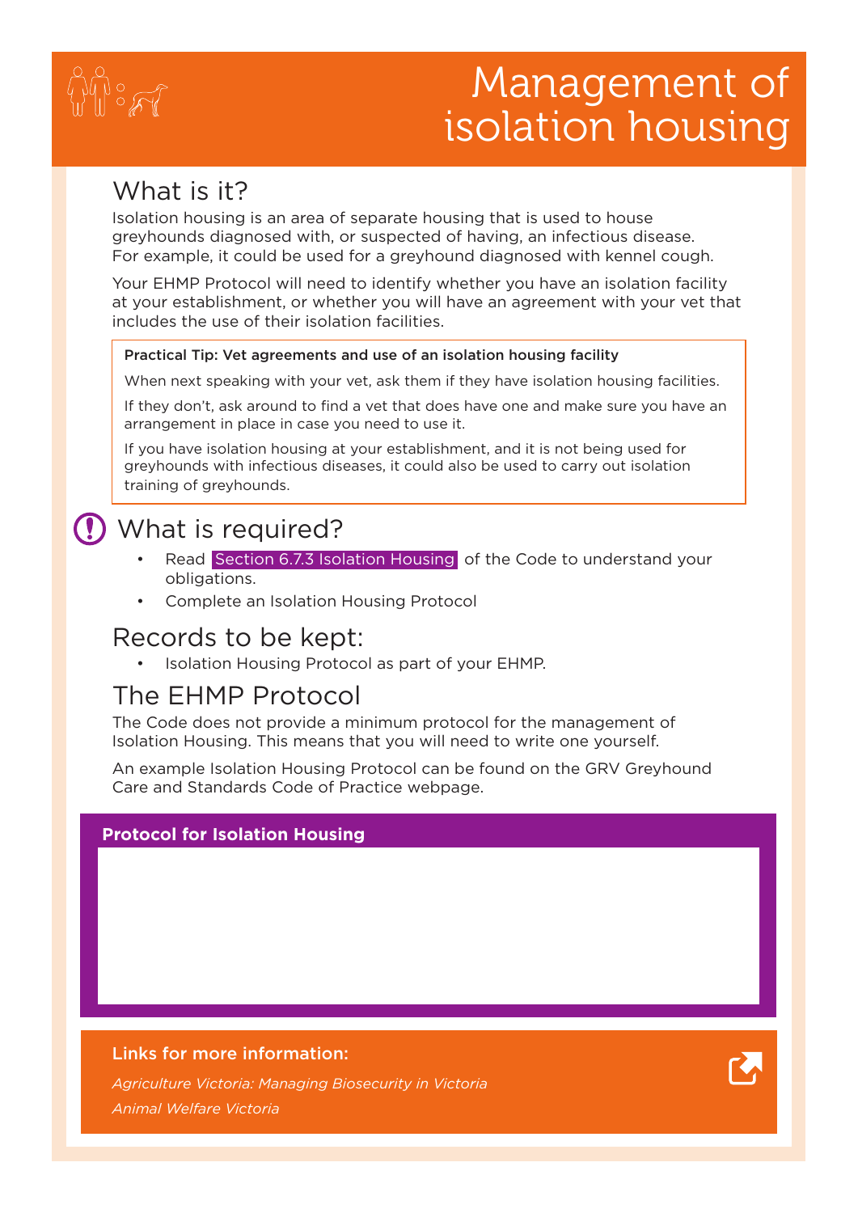# Management of isolation housing

## What is it?

Isolation housing is an area of separate housing that is used to house greyhounds diagnosed with, or suspected of having, an infectious disease. For example, it could be used for a greyhound diagnosed with kennel cough.

Your EHMP Protocol will need to identify whether you have an isolation facility at your establishment, or whether you will have an agreement with your vet that includes the use of their isolation facilities.

> **Practical Tip: Vet agreements and use of an isolation housing facility**
>
> When next speaking with your vet, ask them if they have isolation housing facilities.
>
> If they don't, ask around to find a vet that does have one and make sure you have an arrangement in place in case you need to use it.
>
> If you have isolation housing at your establishment, and it is not being used for greyhounds with infectious diseases, it could also be used to carry out isolation training of greyhounds.

## What is required?

- Read Section 6.7.3 Isolation Housing of the Code to understand your obligations.
- Complete an Isolation Housing Protocol

## Records to be kept:

- Isolation Housing Protocol as part of your EHMP.

## The EHMP Protocol

The Code does not provide a minimum protocol for the management of Isolation Housing. This means that you will need to write one yourself.

An example Isolation Housing Protocol can be found on the GRV Greyhound Care and Standards Code of Practice webpage.

**Protocol for Isolation Housing**

**Links for more information:**

*Agriculture Victoria: Managing Biosecurity in Victoria*

*Animal Welfare Victoria*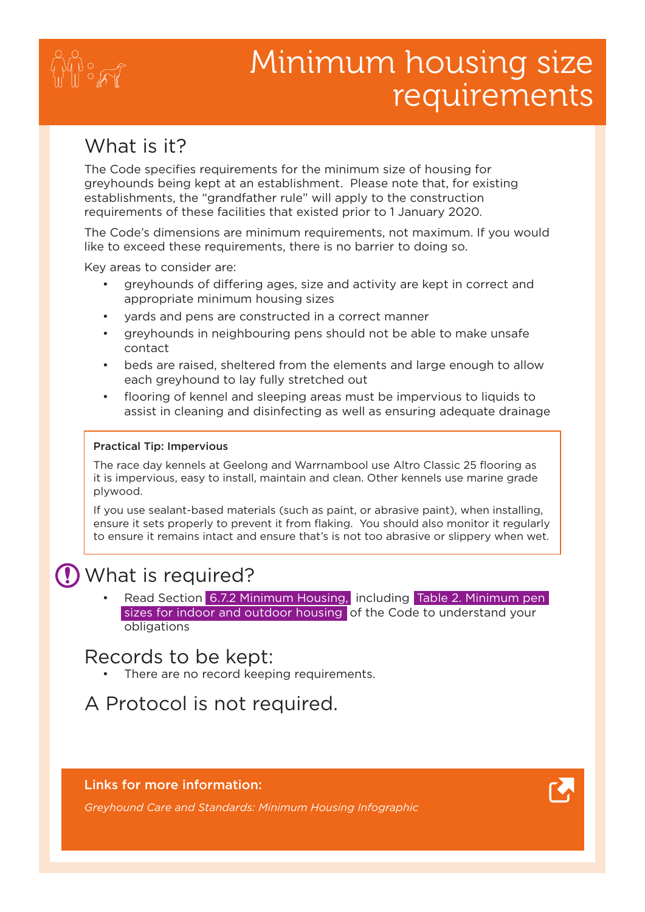# Minimum housing size requirements

## What is it?

The Code specifies requirements for the minimum size of housing for greyhounds being kept at an establishment. Please note that, for existing establishments, the "grandfather rule" will apply to the construction requirements of these facilities that existed prior to 1 January 2020.

The Code's dimensions are minimum requirements, not maximum. If you would like to exceed these requirements, there is no barrier to doing so.

Key areas to consider are:

- greyhounds of differing ages, size and activity are kept in correct and appropriate minimum housing sizes
- yards and pens are constructed in a correct manner
- greyhounds in neighbouring pens should not be able to make unsafe contact
- beds are raised, sheltered from the elements and large enough to allow each greyhound to lay fully stretched out
- flooring of kennel and sleeping areas must be impervious to liquids to assist in cleaning and disinfecting as well as ensuring adequate drainage

**Practical Tip: Impervious**

The race day kennels at Geelong and Warrnambool use Altro Classic 25 flooring as it is impervious, easy to install, maintain and clean. Other kennels use marine grade plywood.

If you use sealant-based materials (such as paint, or abrasive paint), when installing, ensure it sets properly to prevent it from flaking. You should also monitor it regularly to ensure it remains intact and ensure that's is not too abrasive or slippery when wet.

## What is required?

- Read Section 6.7.2 Minimum Housing, including Table 2. Minimum pen sizes for indoor and outdoor housing of the Code to understand your obligations

## Records to be kept:

- There are no record keeping requirements.

## A Protocol is not required.

**Links for more information:**

*Greyhound Care and Standards: Minimum Housing Infographic*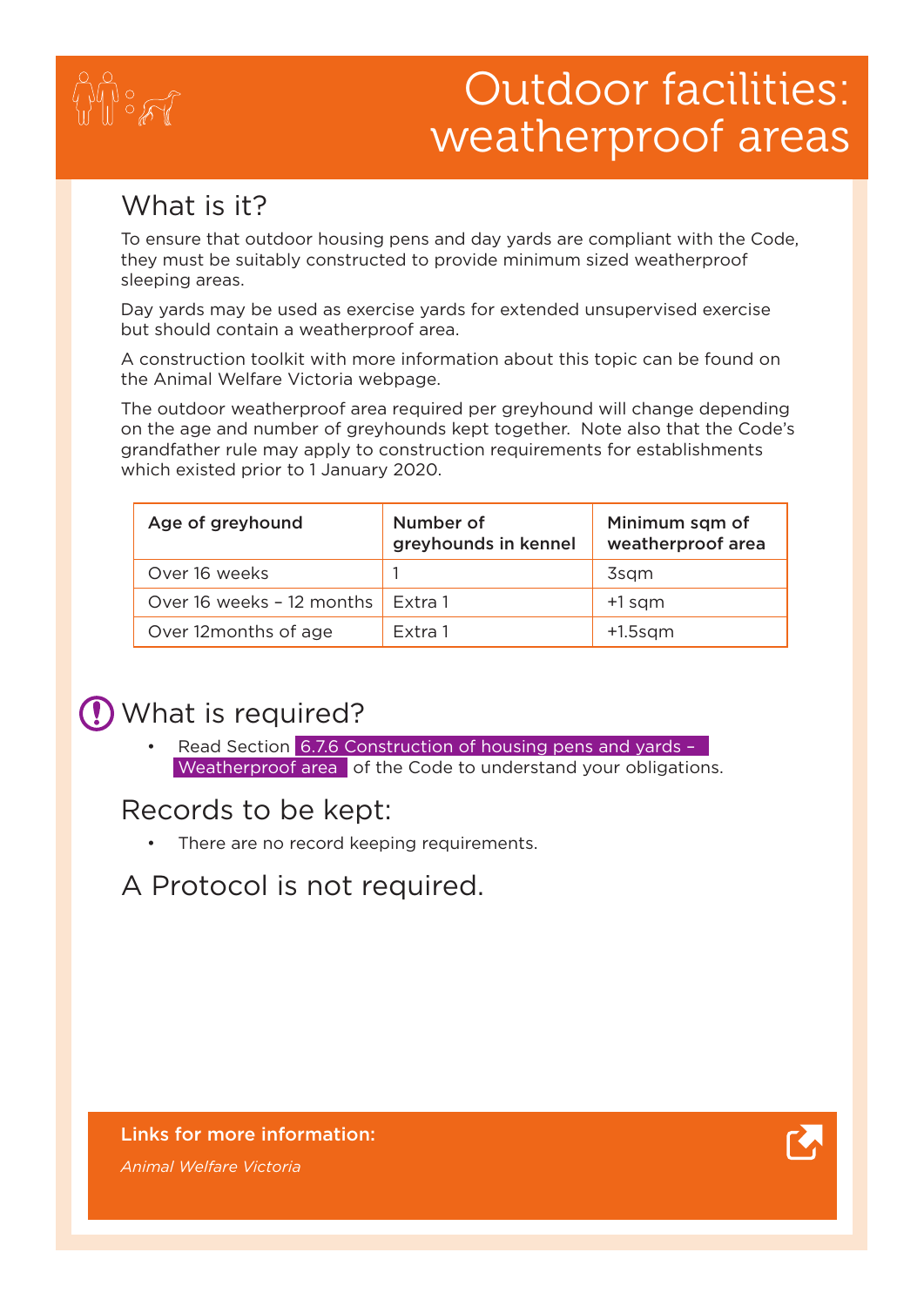# Outdoor facilities: weatherproof areas

## What is it?

To ensure that outdoor housing pens and day yards are compliant with the Code, they must be suitably constructed to provide minimum sized weatherproof sleeping areas.

Day yards may be used as exercise yards for extended unsupervised exercise but should contain a weatherproof area.

A construction toolkit with more information about this topic can be found on the Animal Welfare Victoria webpage.

The outdoor weatherproof area required per greyhound will change depending on the age and number of greyhounds kept together. Note also that the Code's grandfather rule may apply to construction requirements for establishments which existed prior to 1 January 2020.

| Age of greyhound | Number of greyhounds in kennel | Minimum sqm of weatherproof area |
|---|---|---|
| Over 16 weeks | 1 | 3sqm |
| Over 16 weeks – 12 months | Extra 1 | +1 sqm |
| Over 12months of age | Extra 1 | +1.5sqm |

## What is required?

- Read Section 6.7.6 Construction of housing pens and yards – Weatherproof area of the Code to understand your obligations.

## Records to be kept:

- There are no record keeping requirements.

## A Protocol is not required.

**Links for more information:**

*Animal Welfare Victoria*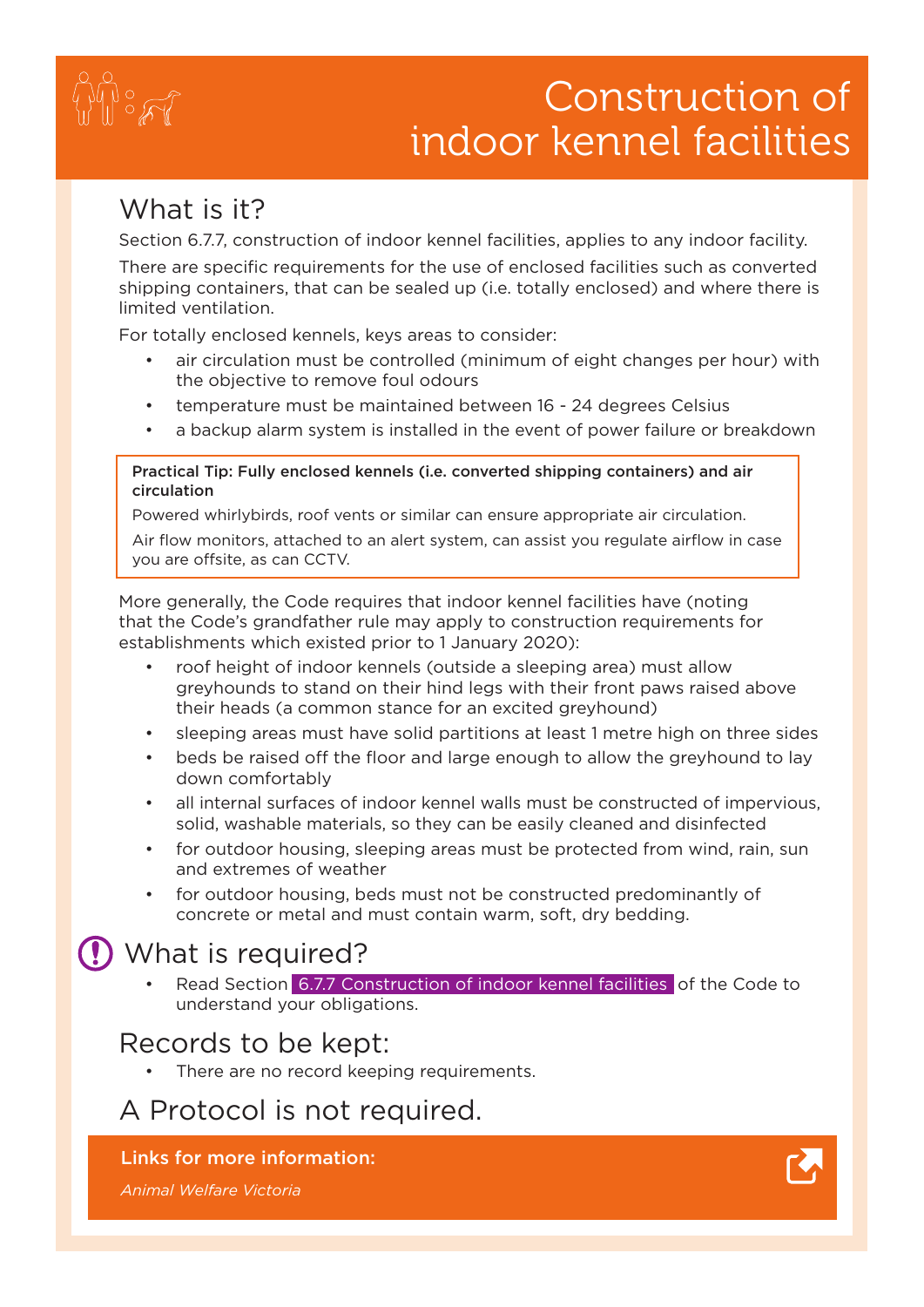# Construction of indoor kennel facilities

## What is it?

Section 6.7.7, construction of indoor kennel facilities, applies to any indoor facility.

There are specific requirements for the use of enclosed facilities such as converted shipping containers, that can be sealed up (i.e. totally enclosed) and where there is limited ventilation.

For totally enclosed kennels, keys areas to consider:

- air circulation must be controlled (minimum of eight changes per hour) with the objective to remove foul odours
- temperature must be maintained between 16 - 24 degrees Celsius
- a backup alarm system is installed in the event of power failure or breakdown

> **Practical Tip: Fully enclosed kennels (i.e. converted shipping containers) and air circulation**
>
> Powered whirlybirds, roof vents or similar can ensure appropriate air circulation.
>
> Air flow monitors, attached to an alert system, can assist you regulate airflow in case you are offsite, as can CCTV.

More generally, the Code requires that indoor kennel facilities have (noting that the Code's grandfather rule may apply to construction requirements for establishments which existed prior to 1 January 2020):

- roof height of indoor kennels (outside a sleeping area) must allow greyhounds to stand on their hind legs with their front paws raised above their heads (a common stance for an excited greyhound)
- sleeping areas must have solid partitions at least 1 metre high on three sides
- beds be raised off the floor and large enough to allow the greyhound to lay down comfortably
- all internal surfaces of indoor kennel walls must be constructed of impervious, solid, washable materials, so they can be easily cleaned and disinfected
- for outdoor housing, sleeping areas must be protected from wind, rain, sun and extremes of weather
- for outdoor housing, beds must not be constructed predominantly of concrete or metal and must contain warm, soft, dry bedding.

## What is required?

- Read Section 6.7.7 Construction of indoor kennel facilities of the Code to understand your obligations.

## Records to be kept:

- There are no record keeping requirements.

## A Protocol is not required.

**Links for more information:**

*Animal Welfare Victoria*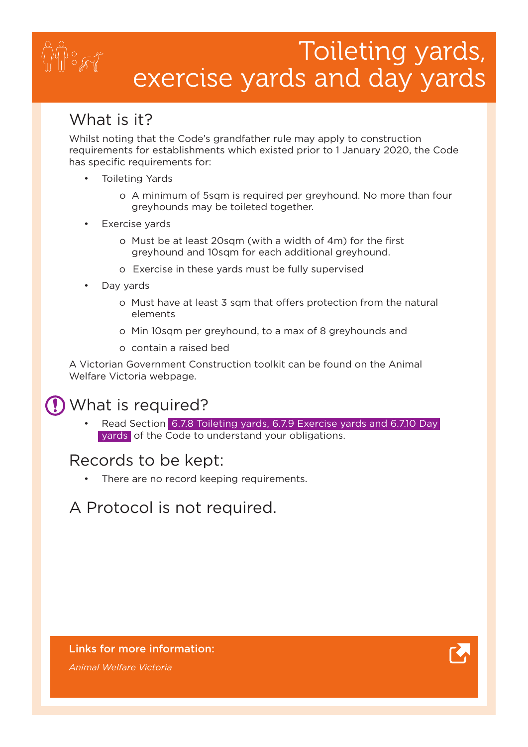# Toileting yards, exercise yards and day yards

## What is it?

Whilst noting that the Code's grandfather rule may apply to construction requirements for establishments which existed prior to 1 January 2020, the Code has specific requirements for:

- Toileting Yards
  - A minimum of 5sqm is required per greyhound. No more than four greyhounds may be toileted together.
- Exercise yards
  - Must be at least 20sqm (with a width of 4m) for the first greyhound and 10sqm for each additional greyhound.
  - Exercise in these yards must be fully supervised
- Day yards
  - Must have at least 3 sqm that offers protection from the natural elements
  - Min 10sqm per greyhound, to a max of 8 greyhounds and
  - contain a raised bed

A Victorian Government Construction toolkit can be found on the Animal Welfare Victoria webpage.

## What is required?

- Read Section 6.7.8 Toileting yards, 6.7.9 Exercise yards and 6.7.10 Day yards of the Code to understand your obligations.

## Records to be kept:

- There are no record keeping requirements.

## A Protocol is not required.

**Links for more information:**

*Animal Welfare Victoria*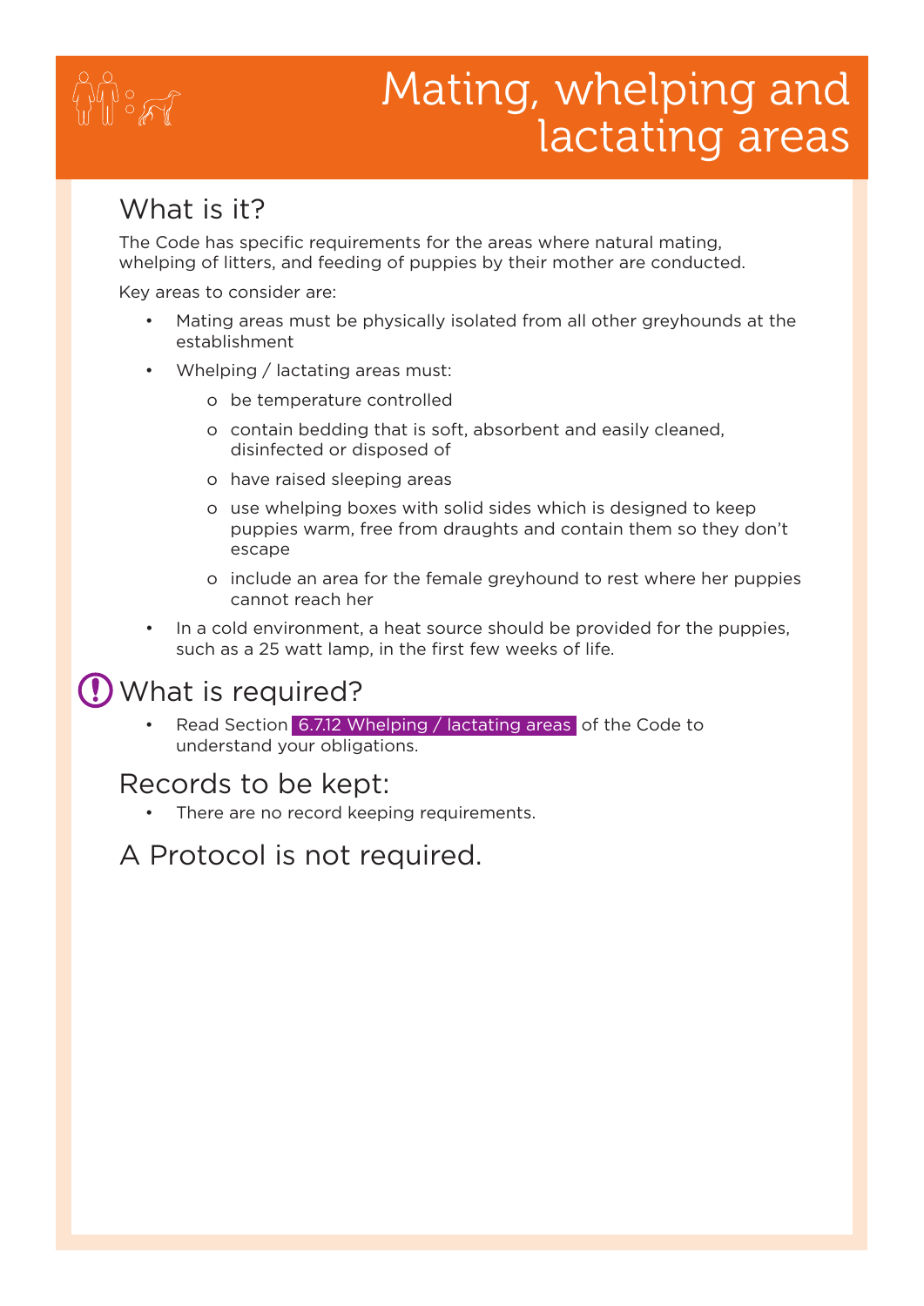# Mating, whelping and lactating areas

## What is it?

The Code has specific requirements for the areas where natural mating, whelping of litters, and feeding of puppies by their mother are conducted.

Key areas to consider are:

- Mating areas must be physically isolated from all other greyhounds at the establishment
- Whelping / lactating areas must:
  - be temperature controlled
  - contain bedding that is soft, absorbent and easily cleaned, disinfected or disposed of
  - have raised sleeping areas
  - use whelping boxes with solid sides which is designed to keep puppies warm, free from draughts and contain them so they don't escape
  - include an area for the female greyhound to rest where her puppies cannot reach her
- In a cold environment, a heat source should be provided for the puppies, such as a 25 watt lamp, in the first few weeks of life.

## What is required?

- Read Section 6.7.12 Whelping / lactating areas of the Code to understand your obligations.

## Records to be kept:

- There are no record keeping requirements.

## A Protocol is not required.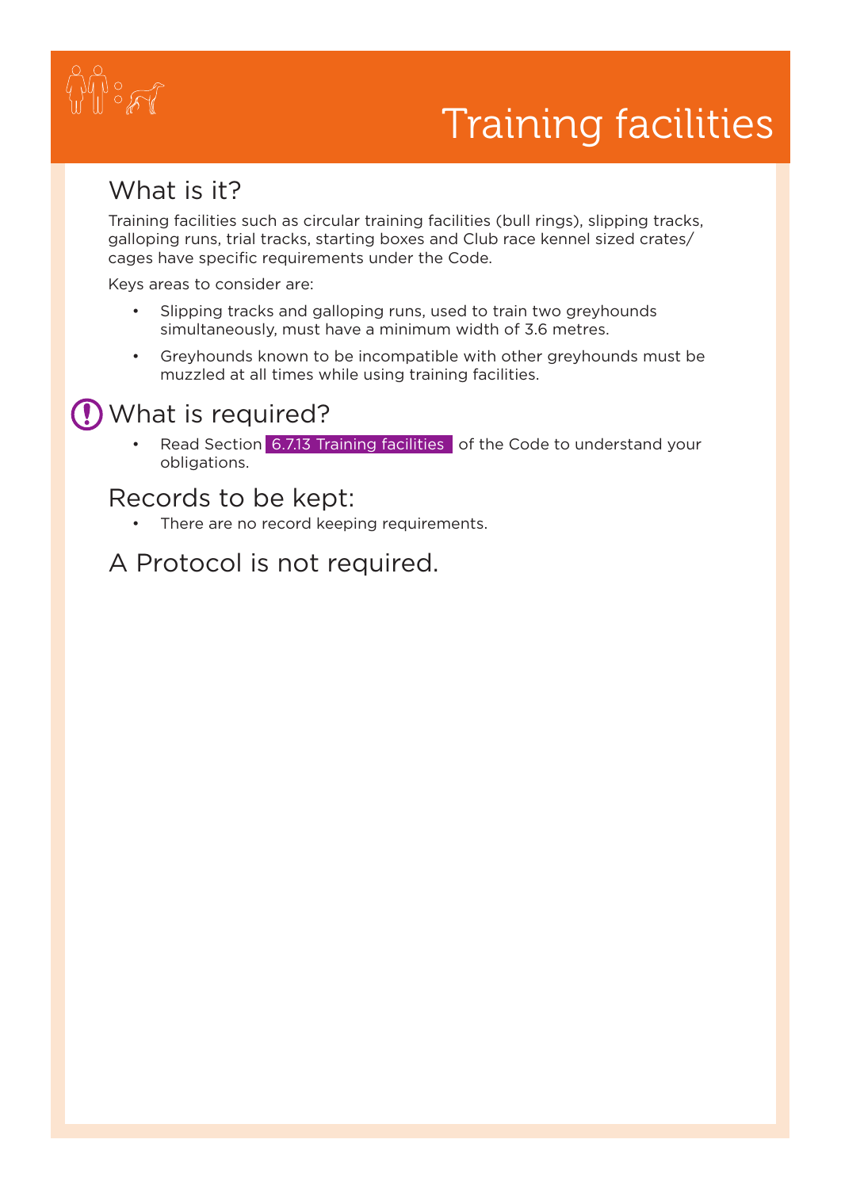# Training facilities

## What is it?

Training facilities such as circular training facilities (bull rings), slipping tracks, galloping runs, trial tracks, starting boxes and Club race kennel sized crates/ cages have specific requirements under the Code.

Keys areas to consider are:

- Slipping tracks and galloping runs, used to train two greyhounds simultaneously, must have a minimum width of 3.6 metres.
- Greyhounds known to be incompatible with other greyhounds must be muzzled at all times while using training facilities.

## What is required?

- Read Section 6.7.13 Training facilities of the Code to understand your obligations.

## Records to be kept:

- There are no record keeping requirements.

## A Protocol is not required.